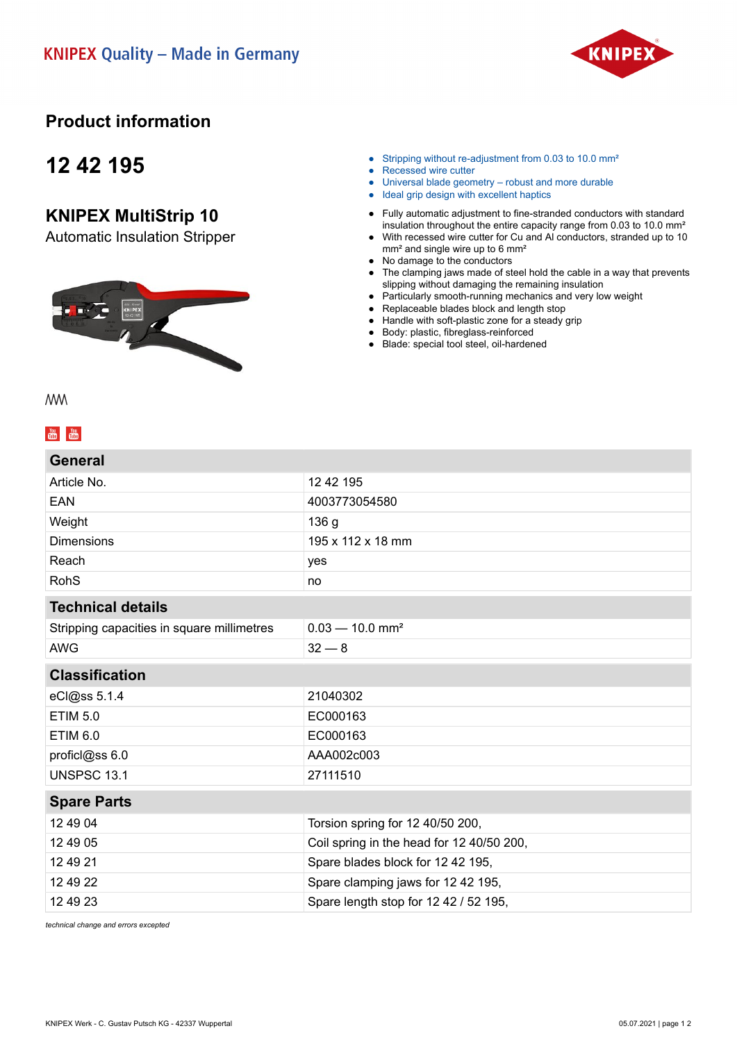KNIPEX Quality – Made in Germany

# Product information

## 12 42 195

## KNIPEX MultiStrip 10

Automatic Insulation Stripper

- Stripping without re-adjustment from 0.03 to 10.0 mm²
- Recessed wire cutter
- Universal blade geometry – robust and more durable
- Ideal grip design with excellent haptics

- Fully automatic adjustment to fine-stranded conductors with standard insulation throughout the entire capacity range from 0.03 to 10.0 mm²
- With recessed wire cutter for Cu and Al conductors, stranded up to 10 mm² and single wire up to 6 mm²
- No damage to the conductors
- The clamping jaws made of steel hold the cable in a way that prevents slipping without damaging the remaining insulation
- Particularly smooth-running mechanics and very low weight
- Replaceable blades block and length stop
- Handle with soft-plastic zone for a steady grip
- Body: plastic, fibreglass-reinforced
- Blade: special tool steel, oil-hardened

| General | |
|---|---|
| Article No. | 12 42 195 |
| EAN | 4003773054580 |
| Weight | 136 g |
| Dimensions | 195 x 112 x 18 mm |
| Reach | yes |
| RohS | no |
| **Technical details** | |
| Stripping capacities in square millimetres | 0.03 — 10.0 mm² |
| AWG | 32 — 8 |
| **Classification** | |
| eCl@ss 5.1.4 | 21040302 |
| ETIM 5.0 | EC000163 |
| ETIM 6.0 | EC000163 |
| proficl@ss 6.0 | AAA002c003 |
| UNSPSC 13.1 | 27111510 |
| **Spare Parts** | |
| 12 49 04 | Torsion spring for 12 40/50 200, |
| 12 49 05 | Coil spring in the head for 12 40/50 200, |
| 12 49 21 | Spare blades block for 12 42 195, |
| 12 49 22 | Spare clamping jaws for 12 42 195, |
| 12 49 23 | Spare length stop for 12 42 / 52 195, |

*technical change and errors excepted*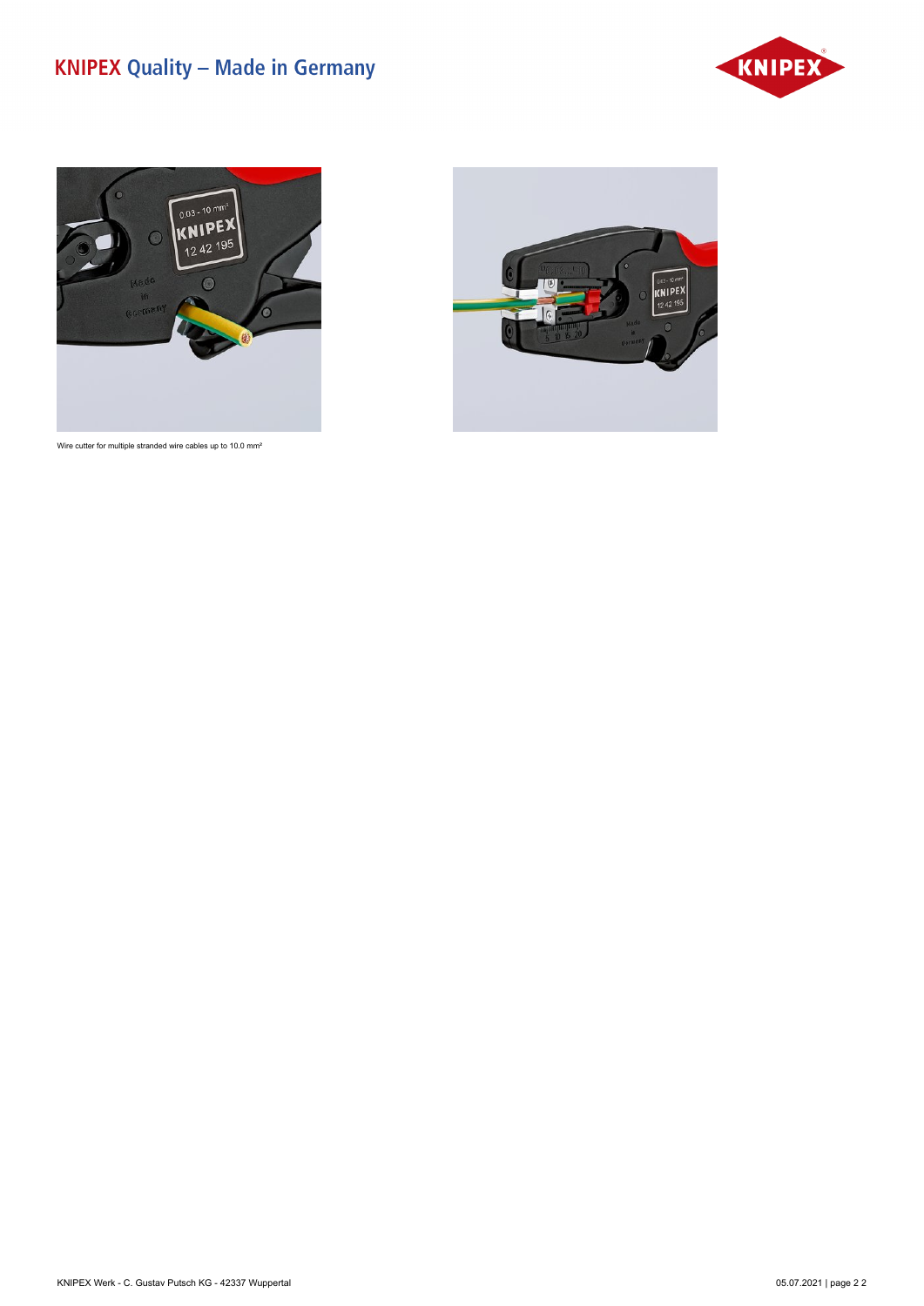Wire cutter for multiple stranded wire cables up to 10.0 mm²